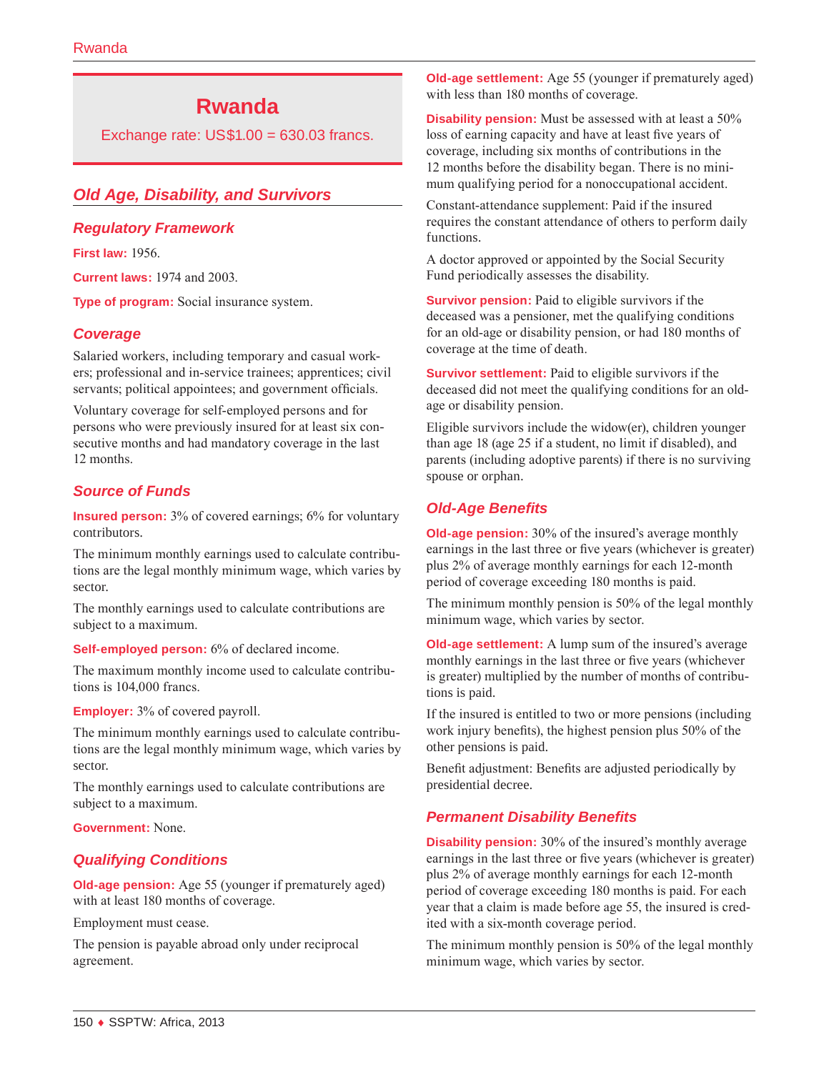# Rwanda

Exchange rate: US$1.00 = 630.03 francs.

## Old Age, Disability, and Survivors

### Regulatory Framework

**First law:** 1956.

**Current laws:** 1974 and 2003.

**Type of program:** Social insurance system.

### Coverage

Salaried workers, including temporary and casual workers; professional and in-service trainees; apprentices; civil servants; political appointees; and government officials.

Voluntary coverage for self-employed persons and for persons who were previously insured for at least six consecutive months and had mandatory coverage in the last 12 months.

### Source of Funds

**Insured person:** 3% of covered earnings; 6% for voluntary contributors.

The minimum monthly earnings used to calculate contributions are the legal monthly minimum wage, which varies by sector.

The monthly earnings used to calculate contributions are subject to a maximum.

**Self-employed person:** 6% of declared income.

The maximum monthly income used to calculate contributions is 104,000 francs.

**Employer:** 3% of covered payroll.

The minimum monthly earnings used to calculate contributions are the legal monthly minimum wage, which varies by sector.

The monthly earnings used to calculate contributions are subject to a maximum.

**Government:** None.

### Qualifying Conditions

**Old-age pension:** Age 55 (younger if prematurely aged) with at least 180 months of coverage.

Employment must cease.

The pension is payable abroad only under reciprocal agreement.

**Old-age settlement:** Age 55 (younger if prematurely aged) with less than 180 months of coverage.

**Disability pension:** Must be assessed with at least a 50% loss of earning capacity and have at least five years of coverage, including six months of contributions in the 12 months before the disability began. There is no minimum qualifying period for a nonoccupational accident.

Constant-attendance supplement: Paid if the insured requires the constant attendance of others to perform daily functions.

A doctor approved or appointed by the Social Security Fund periodically assesses the disability.

**Survivor pension:** Paid to eligible survivors if the deceased was a pensioner, met the qualifying conditions for an old-age or disability pension, or had 180 months of coverage at the time of death.

**Survivor settlement:** Paid to eligible survivors if the deceased did not meet the qualifying conditions for an old-age or disability pension.

Eligible survivors include the widow(er), children younger than age 18 (age 25 if a student, no limit if disabled), and parents (including adoptive parents) if there is no surviving spouse or orphan.

### Old-Age Benefits

**Old-age pension:** 30% of the insured's average monthly earnings in the last three or five years (whichever is greater) plus 2% of average monthly earnings for each 12-month period of coverage exceeding 180 months is paid.

The minimum monthly pension is 50% of the legal monthly minimum wage, which varies by sector.

**Old-age settlement:** A lump sum of the insured's average monthly earnings in the last three or five years (whichever is greater) multiplied by the number of months of contributions is paid.

If the insured is entitled to two or more pensions (including work injury benefits), the highest pension plus 50% of the other pensions is paid.

Benefit adjustment: Benefits are adjusted periodically by presidential decree.

### Permanent Disability Benefits

**Disability pension:** 30% of the insured's monthly average earnings in the last three or five years (whichever is greater) plus 2% of average monthly earnings for each 12-month period of coverage exceeding 180 months is paid. For each year that a claim is made before age 55, the insured is credited with a six-month coverage period.

The minimum monthly pension is 50% of the legal monthly minimum wage, which varies by sector.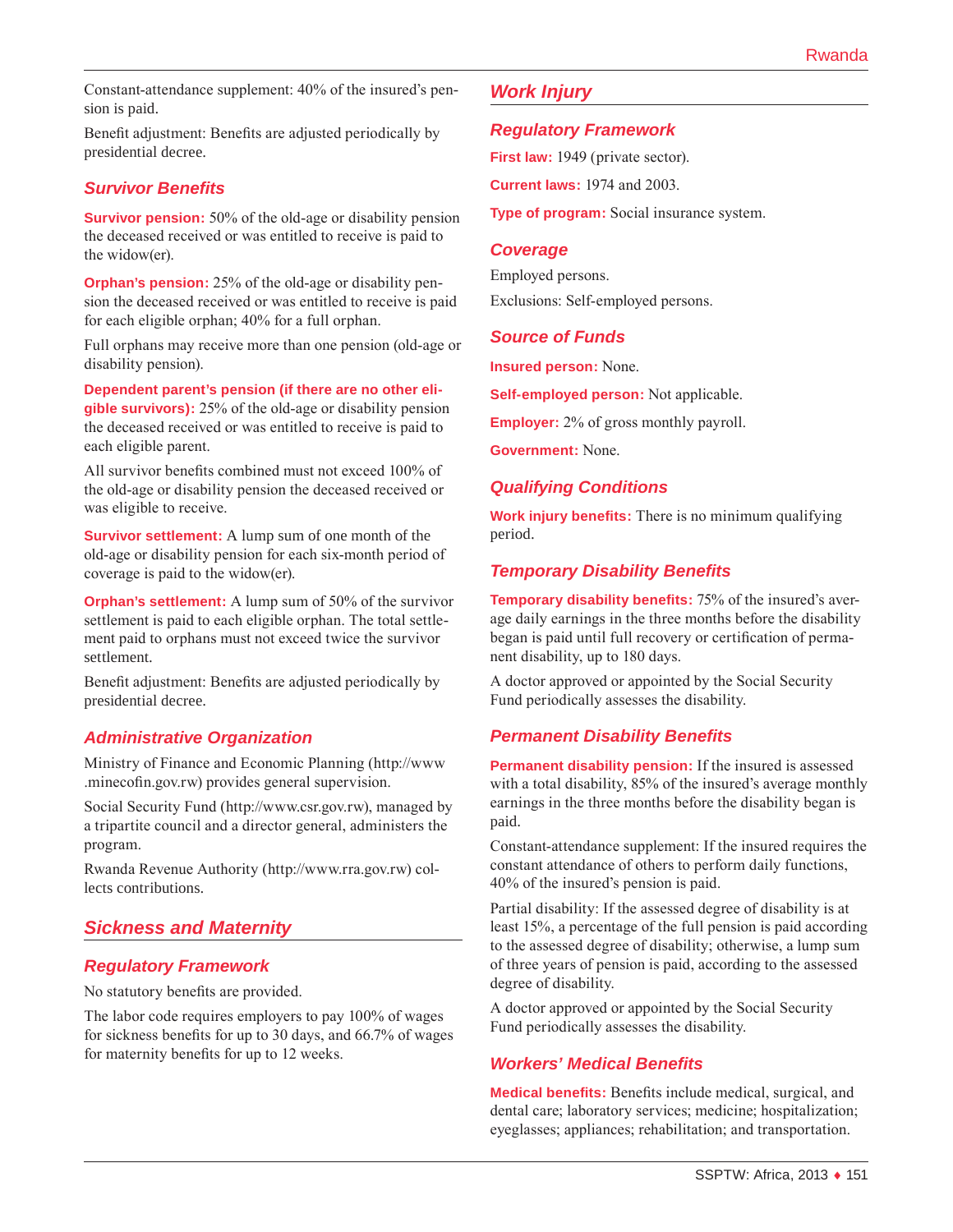Constant-attendance supplement: 40% of the insured's pension is paid.

Benefit adjustment: Benefits are adjusted periodically by presidential decree.

### Survivor Benefits

**Survivor pension:** 50% of the old-age or disability pension the deceased received or was entitled to receive is paid to the widow(er).

**Orphan's pension:** 25% of the old-age or disability pension the deceased received or was entitled to receive is paid for each eligible orphan; 40% for a full orphan.

Full orphans may receive more than one pension (old-age or disability pension).

**Dependent parent's pension (if there are no other eligible survivors):** 25% of the old-age or disability pension the deceased received or was entitled to receive is paid to each eligible parent.

All survivor benefits combined must not exceed 100% of the old-age or disability pension the deceased received or was eligible to receive.

**Survivor settlement:** A lump sum of one month of the old-age or disability pension for each six-month period of coverage is paid to the widow(er).

**Orphan's settlement:** A lump sum of 50% of the survivor settlement is paid to each eligible orphan. The total settlement paid to orphans must not exceed twice the survivor settlement.

Benefit adjustment: Benefits are adjusted periodically by presidential decree.

### Administrative Organization

Ministry of Finance and Economic Planning (http://www.minecofin.gov.rw) provides general supervision.

Social Security Fund (http://www.csr.gov.rw), managed by a tripartite council and a director general, administers the program.

Rwanda Revenue Authority (http://www.rra.gov.rw) collects contributions.

## Sickness and Maternity

### Regulatory Framework

No statutory benefits are provided.

The labor code requires employers to pay 100% of wages for sickness benefits for up to 30 days, and 66.7% of wages for maternity benefits for up to 12 weeks.

## Work Injury

### Regulatory Framework

**First law:** 1949 (private sector).

**Current laws:** 1974 and 2003.

**Type of program:** Social insurance system.

### Coverage

Employed persons.

Exclusions: Self-employed persons.

### Source of Funds

**Insured person:** None.

**Self-employed person:** Not applicable.

**Employer:** 2% of gross monthly payroll.

**Government:** None.

### Qualifying Conditions

**Work injury benefits:** There is no minimum qualifying period.

### Temporary Disability Benefits

**Temporary disability benefits:** 75% of the insured's average daily earnings in the three months before the disability began is paid until full recovery or certification of permanent disability, up to 180 days.

A doctor approved or appointed by the Social Security Fund periodically assesses the disability.

### Permanent Disability Benefits

**Permanent disability pension:** If the insured is assessed with a total disability, 85% of the insured's average monthly earnings in the three months before the disability began is paid.

Constant-attendance supplement: If the insured requires the constant attendance of others to perform daily functions, 40% of the insured's pension is paid.

Partial disability: If the assessed degree of disability is at least 15%, a percentage of the full pension is paid according to the assessed degree of disability; otherwise, a lump sum of three years of pension is paid, according to the assessed degree of disability.

A doctor approved or appointed by the Social Security Fund periodically assesses the disability.

### Workers' Medical Benefits

**Medical benefits:** Benefits include medical, surgical, and dental care; laboratory services; medicine; hospitalization; eyeglasses; appliances; rehabilitation; and transportation.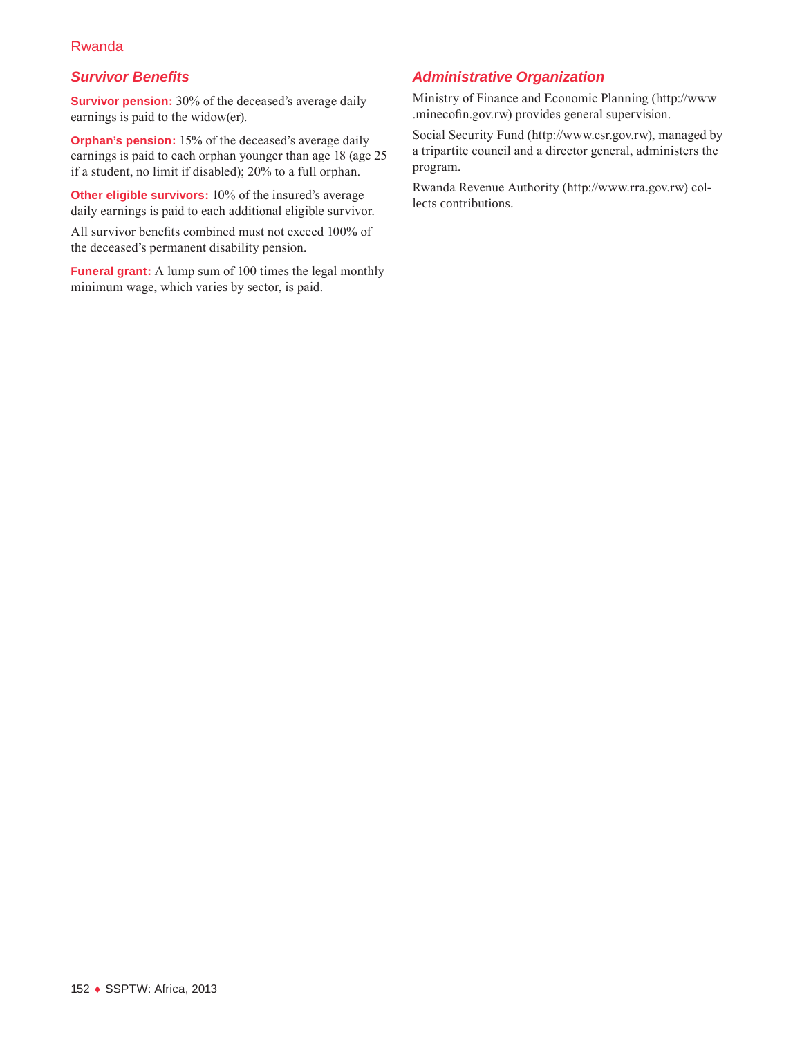### Survivor Benefits

**Survivor pension:** 30% of the deceased's average daily earnings is paid to the widow(er).

**Orphan's pension:** 15% of the deceased's average daily earnings is paid to each orphan younger than age 18 (age 25 if a student, no limit if disabled); 20% to a full orphan.

**Other eligible survivors:** 10% of the insured's average daily earnings is paid to each additional eligible survivor.

All survivor benefits combined must not exceed 100% of the deceased's permanent disability pension.

**Funeral grant:** A lump sum of 100 times the legal monthly minimum wage, which varies by sector, is paid.

### Administrative Organization

Ministry of Finance and Economic Planning (http://www.minecofin.gov.rw) provides general supervision.

Social Security Fund (http://www.csr.gov.rw), managed by a tripartite council and a director general, administers the program.

Rwanda Revenue Authority (http://www.rra.gov.rw) collects contributions.